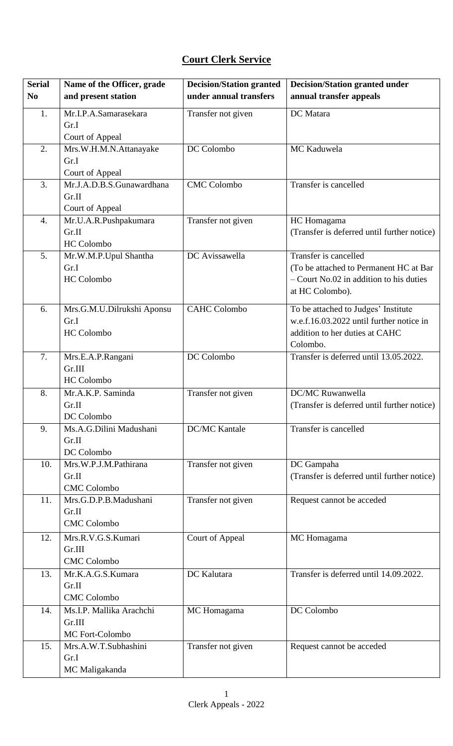# Court Clerk Service

| Serial No | Name of the Officer, grade and present station | Decision/Station granted under annual transfers | Decision/Station granted under annual transfer appeals |
|---|---|---|---|
| 1. | Mr.I.P.A.Samarasekara<br>Gr.I<br>Court of Appeal | Transfer not given | DC Matara |
| 2. | Mrs.W.H.M.N.Attanayake<br>Gr.I<br>Court of Appeal | DC Colombo | MC Kaduwela |
| 3. | Mr.J.A.D.B.S.Gunawardhana<br>Gr.II<br>Court of Appeal | CMC Colombo | Transfer is cancelled |
| 4. | Mr.U.A.R.Pushpakumara<br>Gr.II<br>HC Colombo | Transfer not given | HC Homagama<br>(Transfer is deferred until further notice) |
| 5. | Mr.W.M.P.Upul Shantha<br>Gr.I<br>HC Colombo | DC Avissawella | Transfer is cancelled<br>(To be attached to Permanent HC at Bar – Court No.02 in addition to his duties at HC Colombo). |
| 6. | Mrs.G.M.U.Dilrukshi Aponsu<br>Gr.I<br>HC Colombo | CAHC Colombo | To be attached to Judges' Institute w.e.f.16.03.2022 until further notice in addition to her duties at CAHC Colombo. |
| 7. | Mrs.E.A.P.Rangani<br>Gr.III<br>HC Colombo | DC Colombo | Transfer is deferred until 13.05.2022. |
| 8. | Mr.A.K.P. Saminda<br>Gr.II<br>DC Colombo | Transfer not given | DC/MC Ruwanwella<br>(Transfer is deferred until further notice) |
| 9. | Ms.A.G.Dilini Madushani<br>Gr.II<br>DC Colombo | DC/MC Kantale | Transfer is cancelled |
| 10. | Mrs.W.P.J.M.Pathirana<br>Gr.II<br>CMC Colombo | Transfer not given | DC Gampaha<br>(Transfer is deferred until further notice) |
| 11. | Mrs.G.D.P.B.Madushani<br>Gr.II<br>CMC Colombo | Transfer not given | Request cannot be acceded |
| 12. | Mrs.R.V.G.S.Kumari<br>Gr.III<br>CMC Colombo | Court of Appeal | MC Homagama |
| 13. | Mr.K.A.G.S.Kumara<br>Gr.II<br>CMC Colombo | DC Kalutara | Transfer is deferred until 14.09.2022. |
| 14. | Ms.I.P. Mallika Arachchi<br>Gr.III<br>MC Fort-Colombo | MC Homagama | DC Colombo |
| 15. | Mrs.A.W.T.Subhashini<br>Gr.I<br>MC Maligakanda | Transfer not given | Request cannot be acceded |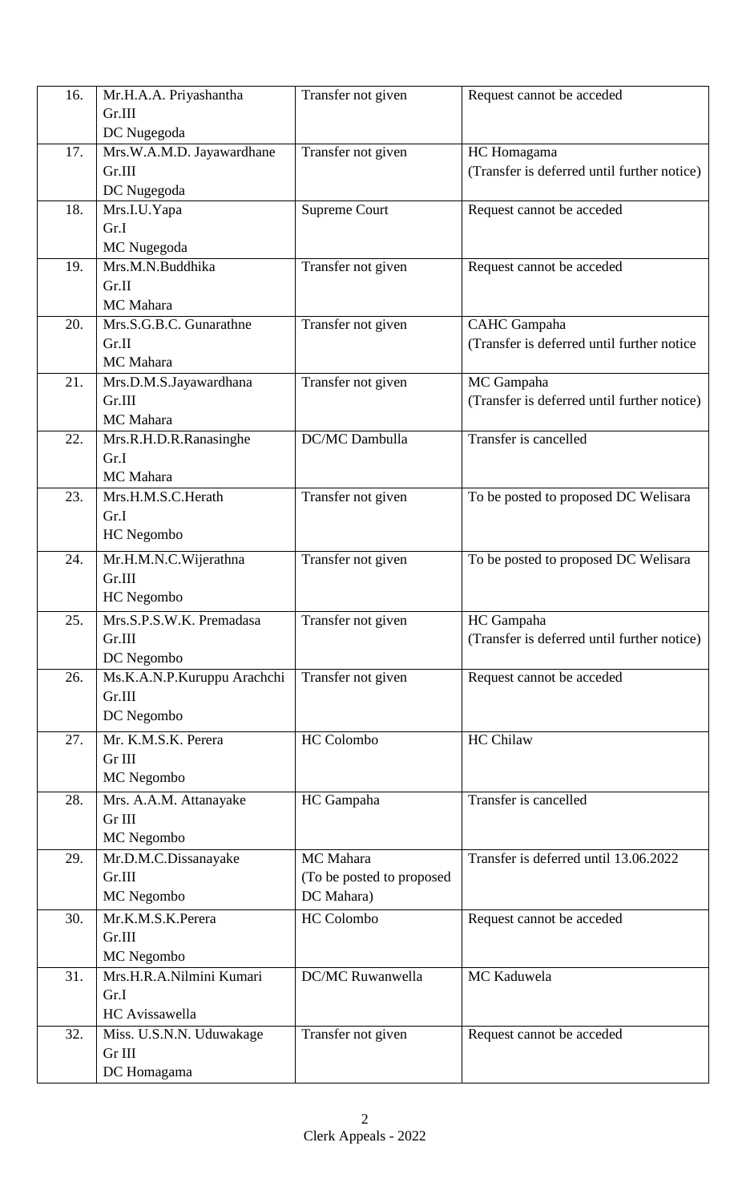| 16. | Mr.H.A.A. Priyashantha<br>Gr.III<br>DC Nugegoda | Transfer not given | Request cannot be acceded |
|---|---|---|---|
| 17. | Mrs.W.A.M.D. Jayawardhane<br>Gr.III<br>DC Nugegoda | Transfer not given | HC Homagama<br>(Transfer is deferred until further notice) |
| 18. | Mrs.I.U.Yapa<br>Gr.I<br>MC Nugegoda | Supreme Court | Request cannot be acceded |
| 19. | Mrs.M.N.Buddhika<br>Gr.II<br>MC Mahara | Transfer not given | Request cannot be acceded |
| 20. | Mrs.S.G.B.C. Gunarathne<br>Gr.II<br>MC Mahara | Transfer not given | CAHC Gampaha<br>(Transfer is deferred until further notice |
| 21. | Mrs.D.M.S.Jayawardhana<br>Gr.III<br>MC Mahara | Transfer not given | MC Gampaha<br>(Transfer is deferred until further notice) |
| 22. | Mrs.R.H.D.R.Ranasinghe<br>Gr.I<br>MC Mahara | DC/MC Dambulla | Transfer is cancelled |
| 23. | Mrs.H.M.S.C.Herath<br>Gr.I<br>HC Negombo | Transfer not given | To be posted to proposed DC Welisara |
| 24. | Mr.H.M.N.C.Wijerathna<br>Gr.III<br>HC Negombo | Transfer not given | To be posted to proposed DC Welisara |
| 25. | Mrs.S.P.S.W.K. Premadasa<br>Gr.III<br>DC Negombo | Transfer not given | HC Gampaha<br>(Transfer is deferred until further notice) |
| 26. | Ms.K.A.N.P.Kuruppu Arachchi<br>Gr.III<br>DC Negombo | Transfer not given | Request cannot be acceded |
| 27. | Mr. K.M.S.K. Perera<br>Gr III<br>MC Negombo | HC Colombo | HC Chilaw |
| 28. | Mrs. A.A.M. Attanayake<br>Gr III<br>MC Negombo | HC Gampaha | Transfer is cancelled |
| 29. | Mr.D.M.C.Dissanayake<br>Gr.III<br>MC Negombo | MC Mahara<br>(To be posted to proposed DC Mahara) | Transfer is deferred until 13.06.2022 |
| 30. | Mr.K.M.S.K.Perera<br>Gr.III<br>MC Negombo | HC Colombo | Request cannot be acceded |
| 31. | Mrs.H.R.A.Nilmini Kumari<br>Gr.I<br>HC Avissawella | DC/MC Ruwanwella | MC Kaduwela |
| 32. | Miss. U.S.N.N. Uduwakage<br>Gr III<br>DC Homagama | Transfer not given | Request cannot be acceded |

Clerk Appeals - 2022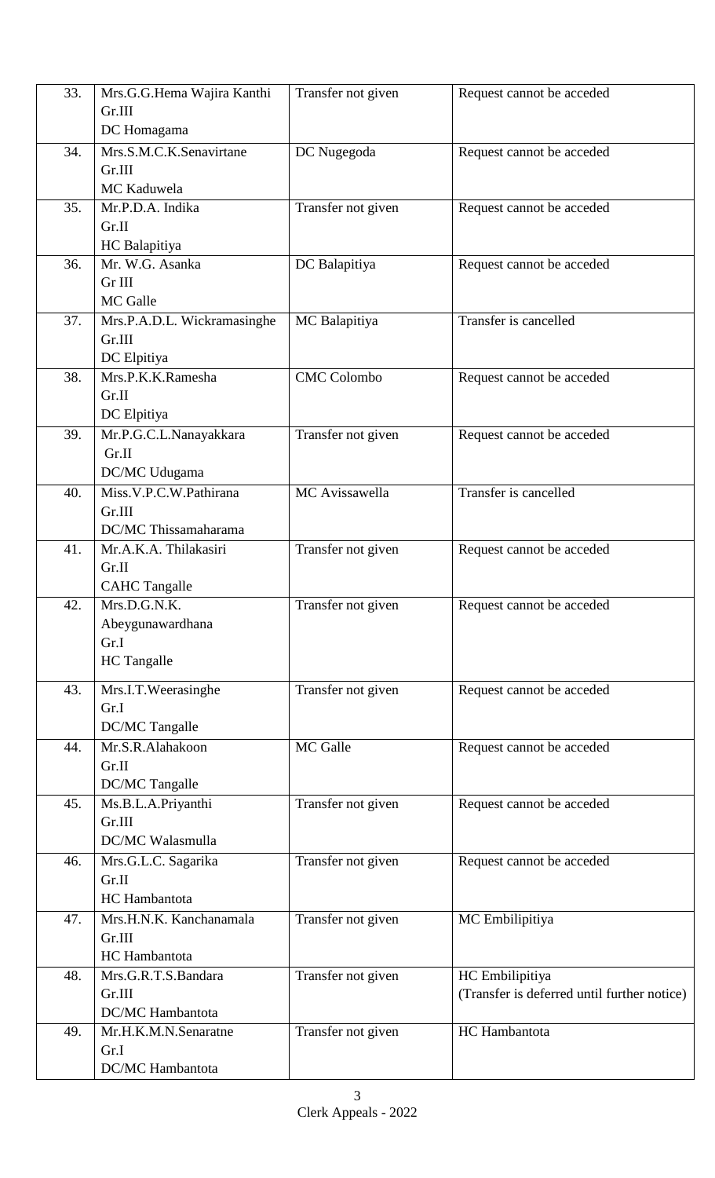| 33. | Mrs.G.G.Hema Wajira Kanthi<br>Gr.III<br>DC Homagama | Transfer not given | Request cannot be acceded |
|---|---|---|---|
| 34. | Mrs.S.M.C.K.Senavirtane<br>Gr.III<br>MC Kaduwela | DC Nugegoda | Request cannot be acceded |
| 35. | Mr.P.D.A. Indika<br>Gr.II<br>HC Balapitiya | Transfer not given | Request cannot be acceded |
| 36. | Mr. W.G. Asanka<br>Gr III<br>MC Galle | DC Balapitiya | Request cannot be acceded |
| 37. | Mrs.P.A.D.L. Wickramasinghe<br>Gr.III<br>DC Elpitiya | MC Balapitiya | Transfer is cancelled |
| 38. | Mrs.P.K.K.Ramesha<br>Gr.II<br>DC Elpitiya | CMC Colombo | Request cannot be acceded |
| 39. | Mr.P.G.C.L.Nanayakkara<br>Gr.II<br>DC/MC Udugama | Transfer not given | Request cannot be acceded |
| 40. | Miss.V.P.C.W.Pathirana<br>Gr.III<br>DC/MC Thissamaharama | MC Avissawella | Transfer is cancelled |
| 41. | Mr.A.K.A. Thilakasiri<br>Gr.II<br>CAHC Tangalle | Transfer not given | Request cannot be acceded |
| 42. | Mrs.D.G.N.K.<br>Abeygunawardhana<br>Gr.I<br>HC Tangalle | Transfer not given | Request cannot be acceded |
| 43. | Mrs.I.T.Weerasinghe<br>Gr.I<br>DC/MC Tangalle | Transfer not given | Request cannot be acceded |
| 44. | Mr.S.R.Alahakoon<br>Gr.II<br>DC/MC Tangalle | MC Galle | Request cannot be acceded |
| 45. | Ms.B.L.A.Priyanthi<br>Gr.III<br>DC/MC Walasmulla | Transfer not given | Request cannot be acceded |
| 46. | Mrs.G.L.C. Sagarika<br>Gr.II<br>HC Hambantota | Transfer not given | Request cannot be acceded |
| 47. | Mrs.H.N.K. Kanchanamala<br>Gr.III<br>HC Hambantota | Transfer not given | MC Embilipitiya |
| 48. | Mrs.G.R.T.S.Bandara<br>Gr.III<br>DC/MC Hambantota | Transfer not given | HC Embilipitiya<br>(Transfer is deferred until further notice) |
| 49. | Mr.H.K.M.N.Senaratne<br>Gr.I<br>DC/MC Hambantota | Transfer not given | HC Hambantota |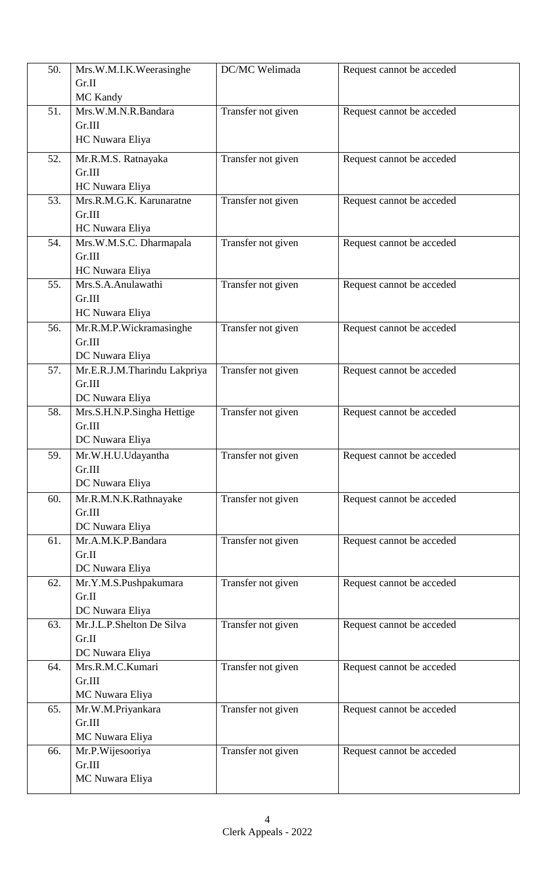| 50. | Mrs.W.M.I.K.Weerasinghe<br>Gr.II<br>MC Kandy | DC/MC Welimada | Request cannot be acceded |
|---|---|---|---|
| 51. | Mrs.W.M.N.R.Bandara<br>Gr.III<br>HC Nuwara Eliya | Transfer not given | Request cannot be acceded |
| 52. | Mr.R.M.S. Ratnayaka<br>Gr.III<br>HC Nuwara Eliya | Transfer not given | Request cannot be acceded |
| 53. | Mrs.R.M.G.K. Karunaratne<br>Gr.III<br>HC Nuwara Eliya | Transfer not given | Request cannot be acceded |
| 54. | Mrs.W.M.S.C. Dharmapala<br>Gr.III<br>HC Nuwara Eliya | Transfer not given | Request cannot be acceded |
| 55. | Mrs.S.A.Anulawathi<br>Gr.III<br>HC Nuwara Eliya | Transfer not given | Request cannot be acceded |
| 56. | Mr.R.M.P.Wickramasinghe<br>Gr.III<br>DC Nuwara Eliya | Transfer not given | Request cannot be acceded |
| 57. | Mr.E.R.J.M.Tharindu Lakpriya<br>Gr.III<br>DC Nuwara Eliya | Transfer not given | Request cannot be acceded |
| 58. | Mrs.S.H.N.P.Singha Hettige<br>Gr.III<br>DC Nuwara Eliya | Transfer not given | Request cannot be acceded |
| 59. | Mr.W.H.U.Udayantha<br>Gr.III<br>DC Nuwara Eliya | Transfer not given | Request cannot be acceded |
| 60. | Mr.R.M.N.K.Rathnayake<br>Gr.III<br>DC Nuwara Eliya | Transfer not given | Request cannot be acceded |
| 61. | Mr.A.M.K.P.Bandara<br>Gr.II<br>DC Nuwara Eliya | Transfer not given | Request cannot be acceded |
| 62. | Mr.Y.M.S.Pushpakumara<br>Gr.II<br>DC Nuwara Eliya | Transfer not given | Request cannot be acceded |
| 63. | Mr.J.L.P.Shelton De Silva<br>Gr.II<br>DC Nuwara Eliya | Transfer not given | Request cannot be acceded |
| 64. | Mrs.R.M.C.Kumari<br>Gr.III<br>MC Nuwara Eliya | Transfer not given | Request cannot be acceded |
| 65. | Mr.W.M.Priyankara<br>Gr.III<br>MC Nuwara Eliya | Transfer not given | Request cannot be acceded |
| 66. | Mr.P.Wijesooriya<br>Gr.III<br>MC Nuwara Eliya | Transfer not given | Request cannot be acceded |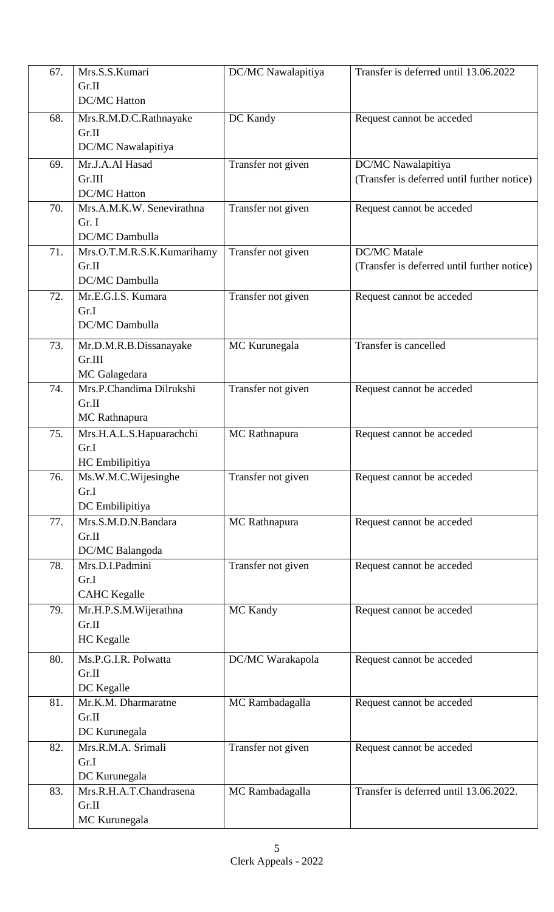| 67. | Mrs.S.S.Kumari<br>Gr.II<br>DC/MC Hatton | DC/MC Nawalapitiya | Transfer is deferred until 13.06.2022 |
|---|---|---|---|
| 68. | Mrs.R.M.D.C.Rathnayake<br>Gr.II<br>DC/MC Nawalapitiya | DC Kandy | Request cannot be acceded |
| 69. | Mr.J.A.Al Hasad<br>Gr.III<br>DC/MC Hatton | Transfer not given | DC/MC Nawalapitiya<br>(Transfer is deferred until further notice) |
| 70. | Mrs.A.M.K.W. Senevirathna<br>Gr. I<br>DC/MC Dambulla | Transfer not given | Request cannot be acceded |
| 71. | Mrs.O.T.M.R.S.K.Kumarihamy<br>Gr.II<br>DC/MC Dambulla | Transfer not given | DC/MC Matale<br>(Transfer is deferred until further notice) |
| 72. | Mr.E.G.I.S. Kumara<br>Gr.I<br>DC/MC Dambulla | Transfer not given | Request cannot be acceded |
| 73. | Mr.D.M.R.B.Dissanayake<br>Gr.III<br>MC Galagedara | MC Kurunegala | Transfer is cancelled |
| 74. | Mrs.P.Chandima Dilrukshi<br>Gr.II<br>MC Rathnapura | Transfer not given | Request cannot be acceded |
| 75. | Mrs.H.A.L.S.Hapuarachchi<br>Gr.I<br>HC Embilipitiya | MC Rathnapura | Request cannot be acceded |
| 76. | Ms.W.M.C.Wijesinghe<br>Gr.I<br>DC Embilipitiya | Transfer not given | Request cannot be acceded |
| 77. | Mrs.S.M.D.N.Bandara<br>Gr.II<br>DC/MC Balangoda | MC Rathnapura | Request cannot be acceded |
| 78. | Mrs.D.I.Padmini<br>Gr.I<br>CAHC Kegalle | Transfer not given | Request cannot be acceded |
| 79. | Mr.H.P.S.M.Wijerathna<br>Gr.II<br>HC Kegalle | MC Kandy | Request cannot be acceded |
| 80. | Ms.P.G.I.R. Polwatta<br>Gr.II<br>DC Kegalle | DC/MC Warakapola | Request cannot be acceded |
| 81. | Mr.K.M. Dharmaratne<br>Gr.II<br>DC Kurunegala | MC Rambadagalla | Request cannot be acceded |
| 82. | Mrs.R.M.A. Srimali<br>Gr.I<br>DC Kurunegala | Transfer not given | Request cannot be acceded |
| 83. | Mrs.R.H.A.T.Chandrasena<br>Gr.II<br>MC Kurunegala | MC Rambadagalla | Transfer is deferred until 13.06.2022. |

Clerk Appeals - 2022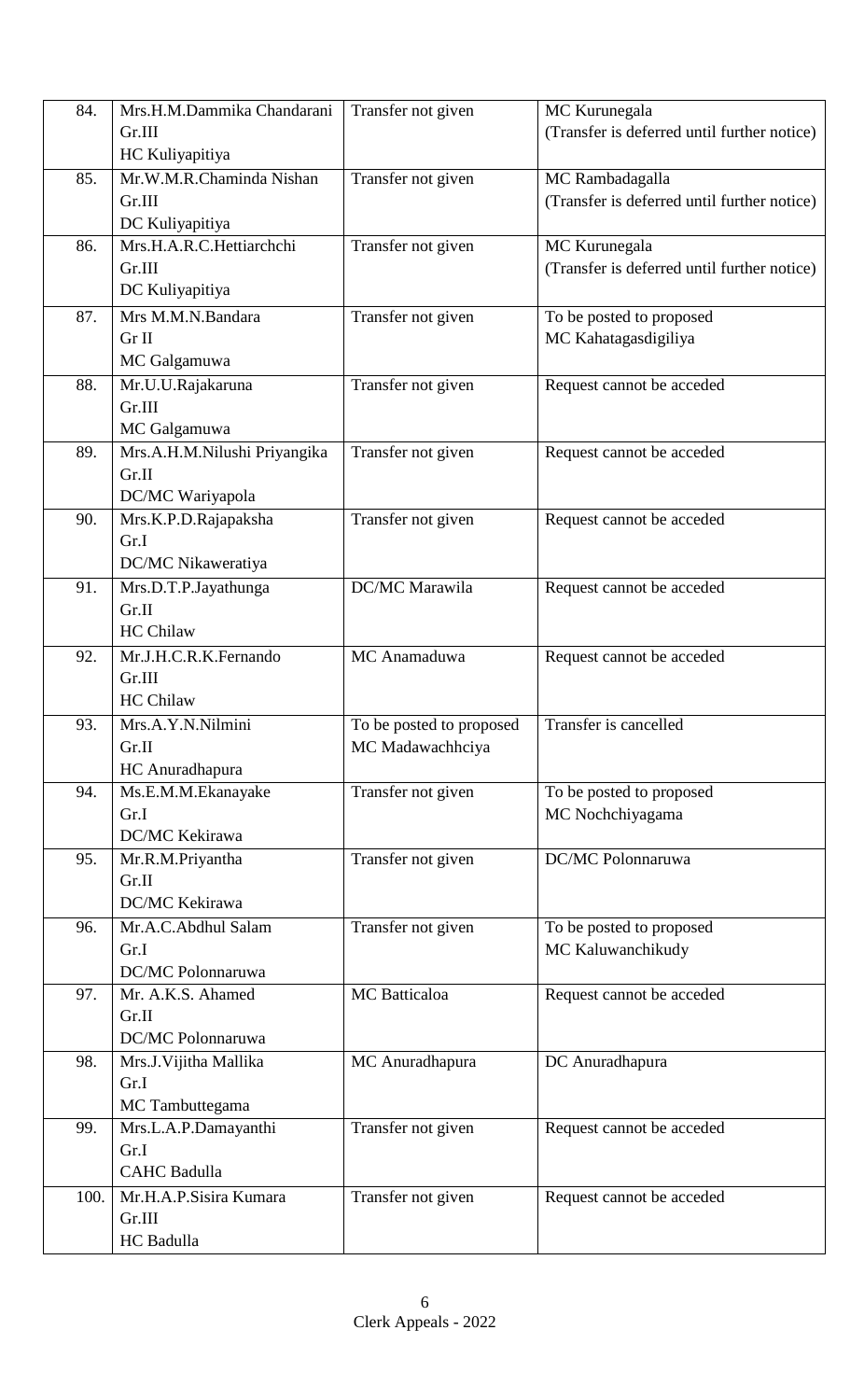| 84. | Mrs.H.M.Dammika Chandarani<br>Gr.III<br>HC Kuliyapitiya | Transfer not given | MC Kurunegala<br>(Transfer is deferred until further notice) |
|---|---|---|---|
| 85. | Mr.W.M.R.Chaminda Nishan<br>Gr.III<br>DC Kuliyapitiya | Transfer not given | MC Rambadagalla<br>(Transfer is deferred until further notice) |
| 86. | Mrs.H.A.R.C.Hettiarchchi<br>Gr.III<br>DC Kuliyapitiya | Transfer not given | MC Kurunegala<br>(Transfer is deferred until further notice) |
| 87. | Mrs M.M.N.Bandara<br>Gr II<br>MC Galgamuwa | Transfer not given | To be posted to proposed<br>MC Kahatagasdigiliya |
| 88. | Mr.U.U.Rajakaruna<br>Gr.III<br>MC Galgamuwa | Transfer not given | Request cannot be acceded |
| 89. | Mrs.A.H.M.Nilushi Priyangika<br>Gr.II<br>DC/MC Wariyapola | Transfer not given | Request cannot be acceded |
| 90. | Mrs.K.P.D.Rajapaksha<br>Gr.I<br>DC/MC Nikaweratiya | Transfer not given | Request cannot be acceded |
| 91. | Mrs.D.T.P.Jayathunga<br>Gr.II<br>HC Chilaw | DC/MC Marawila | Request cannot be acceded |
| 92. | Mr.J.H.C.R.K.Fernando<br>Gr.III<br>HC Chilaw | MC Anamaduwa | Request cannot be acceded |
| 93. | Mrs.A.Y.N.Nilmini<br>Gr.II<br>HC Anuradhapura | To be posted to proposed<br>MC Madawachhciya | Transfer is cancelled |
| 94. | Ms.E.M.M.Ekanayake<br>Gr.I<br>DC/MC Kekirawa | Transfer not given | To be posted to proposed<br>MC Nochchiyagama |
| 95. | Mr.R.M.Priyantha<br>Gr.II<br>DC/MC Kekirawa | Transfer not given | DC/MC Polonnaruwa |
| 96. | Mr.A.C.Abdhul Salam<br>Gr.I<br>DC/MC Polonnaruwa | Transfer not given | To be posted to proposed<br>MC Kaluwanchikudy |
| 97. | Mr. A.K.S. Ahamed<br>Gr.II<br>DC/MC Polonnaruwa | MC Batticaloa | Request cannot be acceded |
| 98. | Mrs.J.Vijitha Mallika<br>Gr.I<br>MC Tambuttegama | MC Anuradhapura | DC Anuradhapura |
| 99. | Mrs.L.A.P.Damayanthi<br>Gr.I<br>CAHC Badulla | Transfer not given | Request cannot be acceded |
| 100. | Mr.H.A.P.Sisira Kumara<br>Gr.III<br>HC Badulla | Transfer not given | Request cannot be acceded |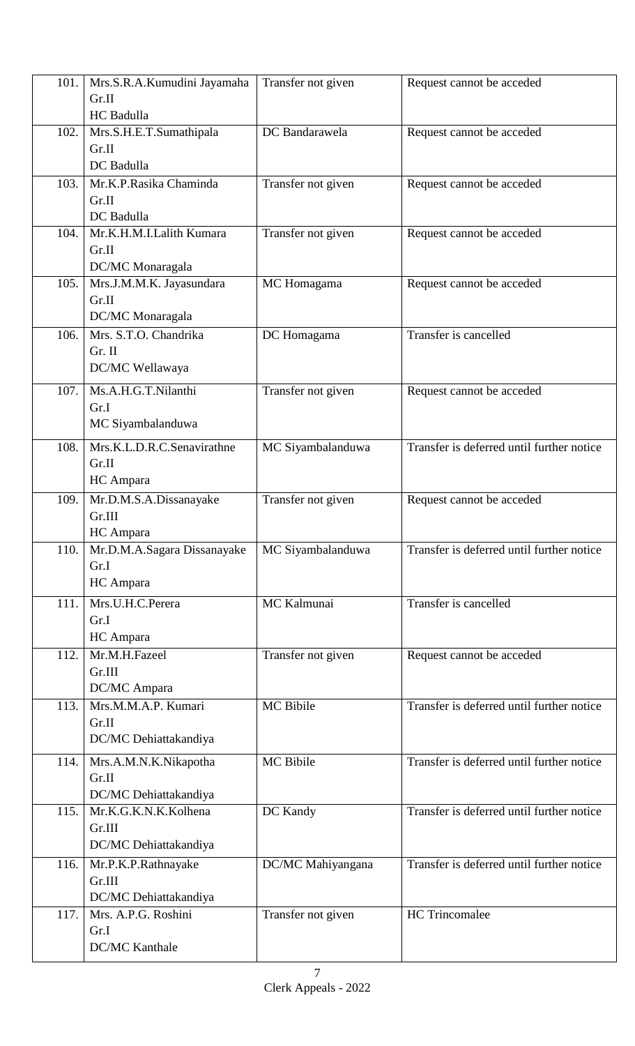| | | | |
|---|---|---|---|
| 101. | Mrs.S.R.A.Kumudini Jayamaha<br>Gr.II<br>HC Badulla | Transfer not given | Request cannot be acceded |
| 102. | Mrs.S.H.E.T.Sumathipala<br>Gr.II<br>DC Badulla | DC Bandarawela | Request cannot be acceded |
| 103. | Mr.K.P.Rasika Chaminda<br>Gr.II<br>DC Badulla | Transfer not given | Request cannot be acceded |
| 104. | Mr.K.H.M.I.Lalith Kumara<br>Gr.II<br>DC/MC Monaragala | Transfer not given | Request cannot be acceded |
| 105. | Mrs.J.M.M.K. Jayasundara<br>Gr.II<br>DC/MC Monaragala | MC Homagama | Request cannot be acceded |
| 106. | Mrs. S.T.O. Chandrika<br>Gr. II<br>DC/MC Wellawaya | DC Homagama | Transfer is cancelled |
| 107. | Ms.A.H.G.T.Nilanthi<br>Gr.I<br>MC Siyambalanduwa | Transfer not given | Request cannot be acceded |
| 108. | Mrs.K.L.D.R.C.Senavirathne<br>Gr.II<br>HC Ampara | MC Siyambalanduwa | Transfer is deferred until further notice |
| 109. | Mr.D.M.S.A.Dissanayake<br>Gr.III<br>HC Ampara | Transfer not given | Request cannot be acceded |
| 110. | Mr.D.M.A.Sagara Dissanayake<br>Gr.I<br>HC Ampara | MC Siyambalanduwa | Transfer is deferred until further notice |
| 111. | Mrs.U.H.C.Perera<br>Gr.I<br>HC Ampara | MC Kalmunai | Transfer is cancelled |
| 112. | Mr.M.H.Fazeel<br>Gr.III<br>DC/MC Ampara | Transfer not given | Request cannot be acceded |
| 113. | Mrs.M.M.A.P. Kumari<br>Gr.II<br>DC/MC Dehiattakandiya | MC Bibile | Transfer is deferred until further notice |
| 114. | Mrs.A.M.N.K.Nikapotha<br>Gr.II<br>DC/MC Dehiattakandiya | MC Bibile | Transfer is deferred until further notice |
| 115. | Mr.K.G.K.N.K.Kolhena<br>Gr.III<br>DC/MC Dehiattakandiya | DC Kandy | Transfer is deferred until further notice |
| 116. | Mr.P.K.P.Rathnayake<br>Gr.III<br>DC/MC Dehiattakandiya | DC/MC Mahiyangana | Transfer is deferred until further notice |
| 117. | Mrs. A.P.G. Roshini<br>Gr.I<br>DC/MC Kanthale | Transfer not given | HC Trincomalee |

Clerk Appeals - 2022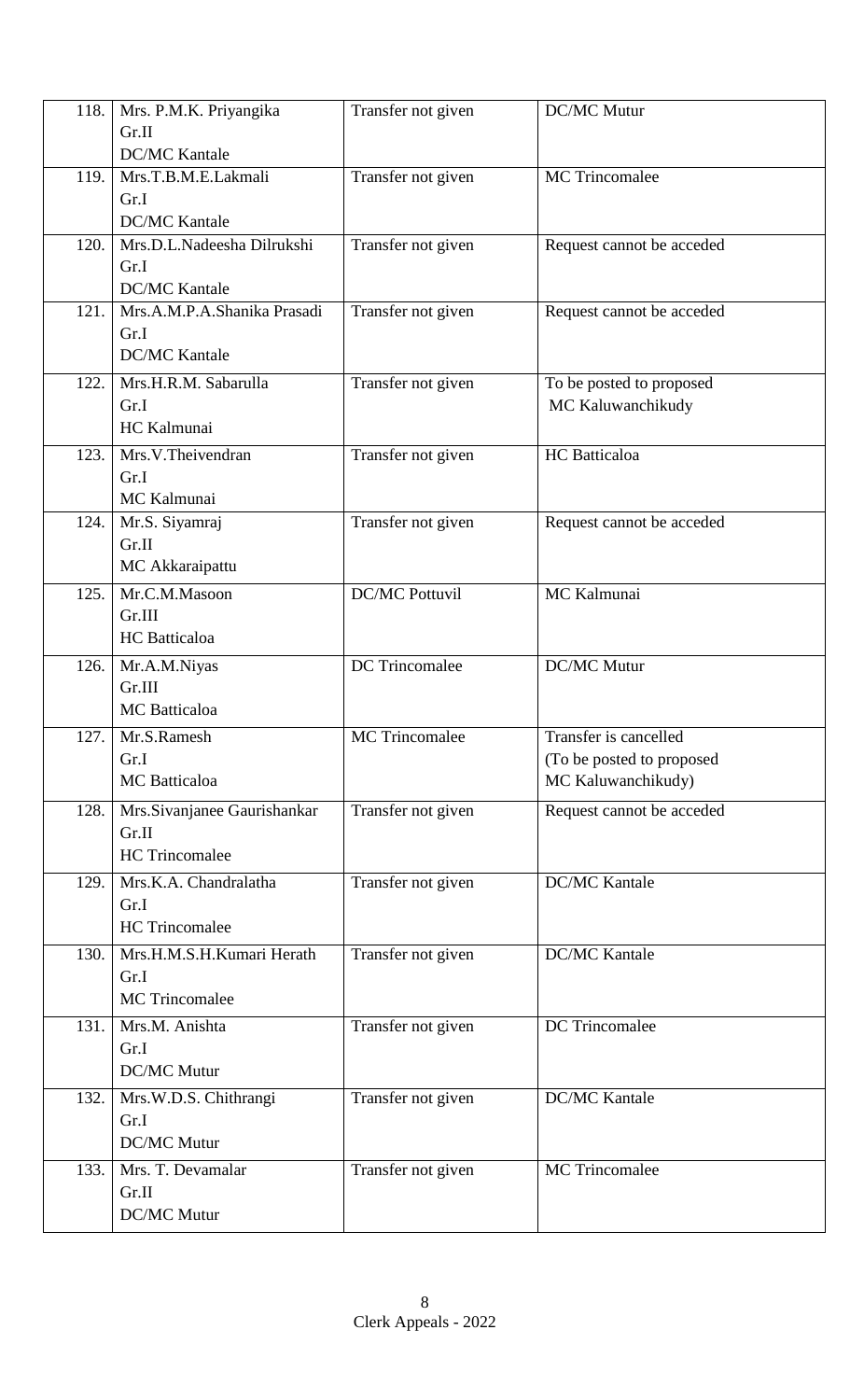| | | | |
|---|---|---|---|
| 118. | Mrs. P.M.K. Priyangika<br>Gr.II<br>DC/MC Kantale | Transfer not given | DC/MC Mutur |
| 119. | Mrs.T.B.M.E.Lakmali<br>Gr.I<br>DC/MC Kantale | Transfer not given | MC Trincomalee |
| 120. | Mrs.D.L.Nadeesha Dilrukshi<br>Gr.I<br>DC/MC Kantale | Transfer not given | Request cannot be acceded |
| 121. | Mrs.A.M.P.A.Shanika Prasadi<br>Gr.I<br>DC/MC Kantale | Transfer not given | Request cannot be acceded |
| 122. | Mrs.H.R.M. Sabarulla<br>Gr.I<br>HC Kalmunai | Transfer not given | To be posted to proposed<br>MC Kaluwanchikudy |
| 123. | Mrs.V.Theivendran<br>Gr.I<br>MC Kalmunai | Transfer not given | HC Batticaloa |
| 124. | Mr.S. Siyamraj<br>Gr.II<br>MC Akkaraipattu | Transfer not given | Request cannot be acceded |
| 125. | Mr.C.M.Masoon<br>Gr.III<br>HC Batticaloa | DC/MC Pottuvil | MC Kalmunai |
| 126. | Mr.A.M.Niyas<br>Gr.III<br>MC Batticaloa | DC Trincomalee | DC/MC Mutur |
| 127. | Mr.S.Ramesh<br>Gr.I<br>MC Batticaloa | MC Trincomalee | Transfer is cancelled<br>(To be posted to proposed<br>MC Kaluwanchikudy) |
| 128. | Mrs.Sivanjanee Gaurishankar<br>Gr.II<br>HC Trincomalee | Transfer not given | Request cannot be acceded |
| 129. | Mrs.K.A. Chandralatha<br>Gr.I<br>HC Trincomalee | Transfer not given | DC/MC Kantale |
| 130. | Mrs.H.M.S.H.Kumari Herath<br>Gr.I<br>MC Trincomalee | Transfer not given | DC/MC Kantale |
| 131. | Mrs.M. Anishta<br>Gr.I<br>DC/MC Mutur | Transfer not given | DC Trincomalee |
| 132. | Mrs.W.D.S. Chithrangi<br>Gr.I<br>DC/MC Mutur | Transfer not given | DC/MC Kantale |
| 133. | Mrs. T. Devamalar<br>Gr.II<br>DC/MC Mutur | Transfer not given | MC Trincomalee |

Clerk Appeals - 2022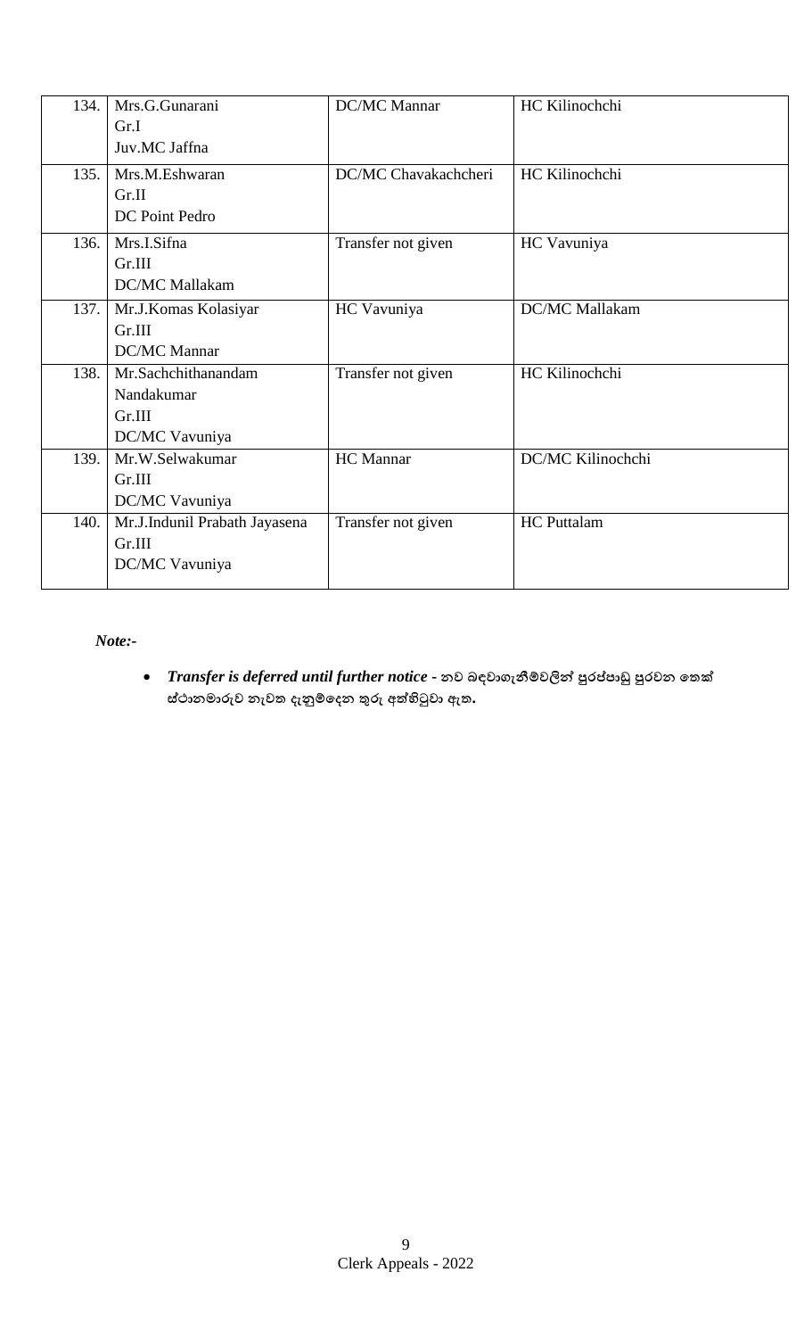| | | | |
|---|---|---|---|
| 134. | Mrs.G.Gunarani<br>Gr.I<br>Juv.MC Jaffna | DC/MC Mannar | HC Kilinochchi |
| 135. | Mrs.M.Eshwaran<br>Gr.II<br>DC Point Pedro | DC/MC Chavakachcheri | HC Kilinochchi |
| 136. | Mrs.I.Sifna<br>Gr.III<br>DC/MC Mallakam | Transfer not given | HC Vavuniya |
| 137. | Mr.J.Komas Kolasiyar<br>Gr.III<br>DC/MC Mannar | HC Vavuniya | DC/MC Mallakam |
| 138. | Mr.Sachchithanandam<br>Nandakumar<br>Gr.III<br>DC/MC Vavuniya | Transfer not given | HC Kilinochchi |
| 139. | Mr.W.Selwakumar<br>Gr.III<br>DC/MC Vavuniya | HC Mannar | DC/MC Kilinochchi |
| 140. | Mr.J.Indunil Prabath Jayasena<br>Gr.III<br>DC/MC Vavuniya | Transfer not given | HC Puttalam |

***Note:-***

- ***Transfer is deferred until further notice* - නව බඳවාගැනීම්වලින් පුරප්පාඩු පුරවන තෙක් ස්ථානමාරුව නැවත දැනුම්දෙන තුරු අත්හිටුවා ඇත.**

Clerk Appeals - 2022